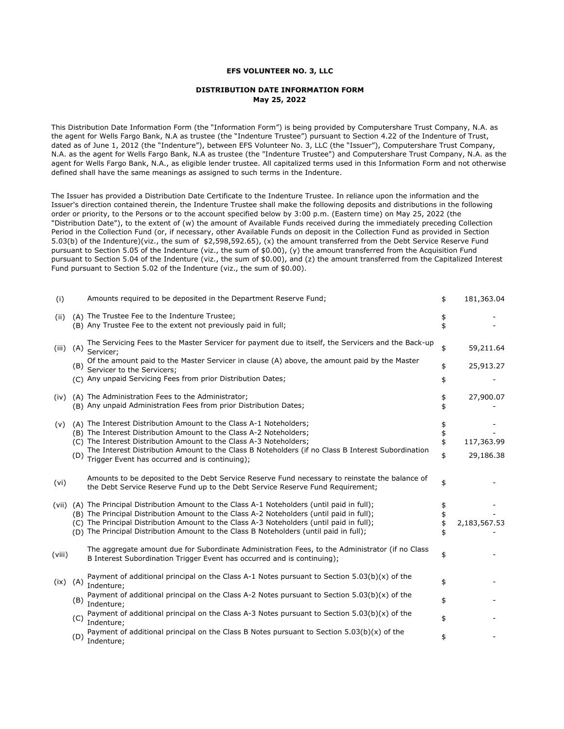**EFS VOLUNTEER NO. 3, LLC**

**DISTRIBUTION DATE INFORMATION FORM**
**May 25, 2022**

This Distribution Date Information Form (the "Information Form") is being provided by Computershare Trust Company, N.A. as the agent for Wells Fargo Bank, N.A as trustee (the "Indenture Trustee") pursuant to Section 4.22 of the Indenture of Trust, dated as of June 1, 2012 (the "Indenture"), between EFS Volunteer No. 3, LLC (the "Issuer"), Computershare Trust Company, N.A. as the agent for Wells Fargo Bank, N.A as trustee (the "Indenture Trustee") and Computershare Trust Company, N.A. as the agent for Wells Fargo Bank, N.A., as eligible lender trustee. All capitalized terms used in this Information Form and not otherwise defined shall have the same meanings as assigned to such terms in the Indenture.

The Issuer has provided a Distribution Date Certificate to the Indenture Trustee. In reliance upon the information and the Issuer's direction contained therein, the Indenture Trustee shall make the following deposits and distributions in the following order or priority, to the Persons or to the account specified below by 3:00 p.m. (Eastern time) on May 25, 2022 (the "Distribution Date"), to the extent of (w) the amount of Available Funds received during the immediately preceding Collection Period in the Collection Fund (or, if necessary, other Available Funds on deposit in the Collection Fund as provided in Section 5.03(b) of the Indenture)(viz., the sum of $2,598,592.65), (x) the amount transferred from the Debt Service Reserve Fund pursuant to Section 5.05 of the Indenture (viz., the sum of $0.00), (y) the amount transferred from the Acquisition Fund pursuant to Section 5.04 of the Indenture (viz., the sum of $0.00), and (z) the amount transferred from the Capitalized Interest Fund pursuant to Section 5.02 of the Indenture (viz., the sum of $0.00).

| | | | | |
|---|---|---|---|---|
| (i) | | Amounts required to be deposited in the Department Reserve Fund; | $ | 181,363.04 |
| (ii) | (A) | The Trustee Fee to the Indenture Trustee; | $ | - |
| | (B) | Any Trustee Fee to the extent not previously paid in full; | $ | - |
| (iii) | (A) | The Servicing Fees to the Master Servicer for payment due to itself, the Servicers and the Back-up Servicer; | $ | 59,211.64 |
| | (B) | Of the amount paid to the Master Servicer in clause (A) above, the amount paid by the Master Servicer to the Servicers; | $ | 25,913.27 |
| | (C) | Any unpaid Servicing Fees from prior Distribution Dates; | $ | - |
| (iv) | (A) | The Administration Fees to the Administrator; | $ | 27,900.07 |
| | (B) | Any unpaid Administration Fees from prior Distribution Dates; | $ | - |
| (v) | (A) | The Interest Distribution Amount to the Class A-1 Noteholders; | $ | - |
| | (B) | The Interest Distribution Amount to the Class A-2 Noteholders; | $ | - |
| | (C) | The Interest Distribution Amount to the Class A-3 Noteholders; | $ | 117,363.99 |
| | (D) | The Interest Distribution Amount to the Class B Noteholders (if no Class B Interest Subordination Trigger Event has occurred and is continuing); | $ | 29,186.38 |
| (vi) | | Amounts to be deposited to the Debt Service Reserve Fund necessary to reinstate the balance of the Debt Service Reserve Fund up to the Debt Service Reserve Fund Requirement; | $ | - |
| (vii) | (A) | The Principal Distribution Amount to the Class A-1 Noteholders (until paid in full); | $ | - |
| | (B) | The Principal Distribution Amount to the Class A-2 Noteholders (until paid in full); | $ | - |
| | (C) | The Principal Distribution Amount to the Class A-3 Noteholders (until paid in full); | $ | 2,183,567.53 |
| | (D) | The Principal Distribution Amount to the Class B Noteholders (until paid in full); | $ | - |
| (viii) | | The aggregate amount due for Subordinate Administration Fees, to the Administrator (if no Class B Interest Subordination Trigger Event has occurred and is continuing); | $ | - |
| (ix) | (A) | Payment of additional principal on the Class A-1 Notes pursuant to Section 5.03(b)(x) of the Indenture; | $ | - |
| | (B) | Payment of additional principal on the Class A-2 Notes pursuant to Section 5.03(b)(x) of the Indenture; | $ | - |
| | (C) | Payment of additional principal on the Class A-3 Notes pursuant to Section 5.03(b)(x) of the Indenture; | $ | - |
| | (D) | Payment of additional principal on the Class B Notes pursuant to Section 5.03(b)(x) of the Indenture; | $ | - |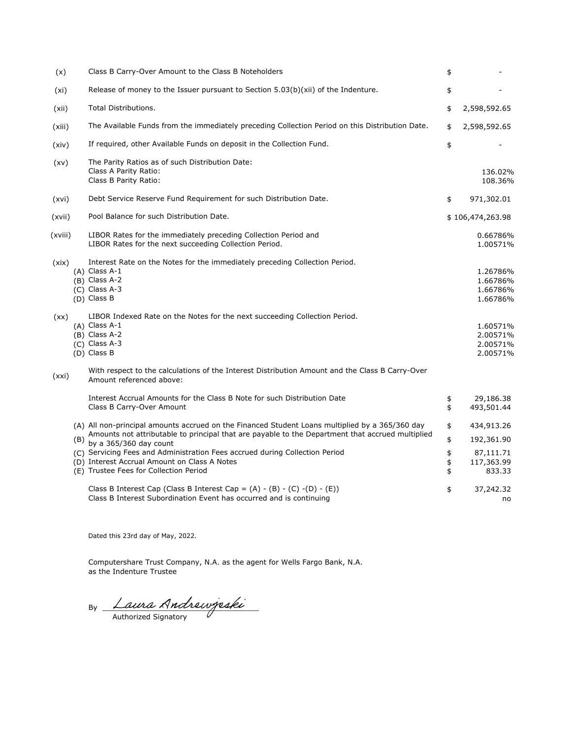| | | | |
|---|---|---|---|
| (x) | Class B Carry-Over Amount to the Class B Noteholders | $ | - |
| (xi) | Release of money to the Issuer pursuant to Section 5.03(b)(xii) of the Indenture. | $ | - |
| (xii) | Total Distributions. | $ | 2,598,592.65 |
| (xiii) | The Available Funds from the immediately preceding Collection Period on this Distribution Date. | $ | 2,598,592.65 |
| (xiv) | If required, other Available Funds on deposit in the Collection Fund. | $ | - |
| (xv) | The Parity Ratios as of such Distribution Date: | | |
| | Class A Parity Ratio: | | 136.02% |
| | Class B Parity Ratio: | | 108.36% |
| (xvi) | Debt Service Reserve Fund Requirement for such Distribution Date. | $ | 971,302.01 |
| (xvii) | Pool Balance for such Distribution Date. | $ | 106,474,263.98 |
| (xviii) | LIBOR Rates for the immediately preceding Collection Period and | | 0.66786% |
| | LIBOR Rates for the next succeeding Collection Period. | | 1.00571% |
| (xix) | Interest Rate on the Notes for the immediately preceding Collection Period. | | |
| | (A) Class A-1 | | 1.26786% |
| | (B) Class A-2 | | 1.66786% |
| | (C) Class A-3 | | 1.66786% |
| | (D) Class B | | 1.66786% |
| (xx) | LIBOR Indexed Rate on the Notes for the next succeeding Collection Period. | | |
| | (A) Class A-1 | | 1.60571% |
| | (B) Class A-2 | | 2.00571% |
| | (C) Class A-3 | | 2.00571% |
| | (D) Class B | | 2.00571% |
| (xxi) | With respect to the calculations of the Interest Distribution Amount and the Class B Carry-Over Amount referenced above: | | |
| | Interest Accrual Amounts for the Class B Note for such Distribution Date | $ | 29,186.38 |
| | Class B Carry-Over Amount | $ | 493,501.44 |
| | (A) All non-principal amounts accrued on the Financed Student Loans multiplied by a 365/360 day | $ | 434,913.26 |
| | (B) Amounts not attributable to principal that are payable to the Department that accrued multiplied by a 365/360 day count | $ | 192,361.90 |
| | (C) Servicing Fees and Administration Fees accrued during Collection Period | $ | 87,111.71 |
| | (D) Interest Accrual Amount on Class A Notes | $ | 117,363.99 |
| | (E) Trustee Fees for Collection Period | $ | 833.33 |
| | Class B Interest Cap (Class B Interest Cap = (A) - (B) - (C) -(D) - (E)) | $ | 37,242.32 |
| | Class B Interest Subordination Event has occurred and is continuing | | no |

Dated this 23rd day of May, 2022.

Computershare Trust Company, N.A. as the agent for Wells Fargo Bank, N.A.
as the Indenture Trustee

By *Laura Andrewjeski*
Authorized Signatory